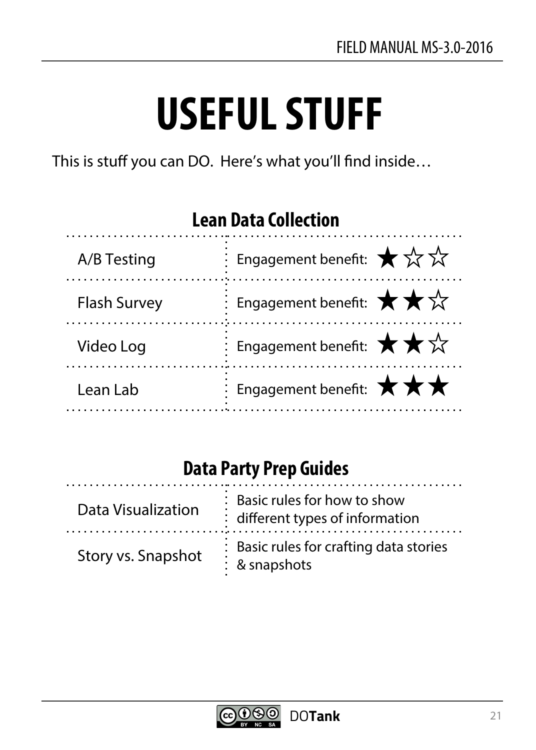# USEFUL STUFF

This is stuff you can DO. Here's what you'll find inside…

## Lean Data Collection

| | |
|---|---|
| A/B Testing | Engagement benefit: ★☆☆ |
| Flash Survey | Engagement benefit: ★★☆ |
| Video Log | Engagement benefit: ★★☆ |
| Lean Lab | Engagement benefit: ★★★ |

## Data Party Prep Guides

| | |
|---|---|
| Data Visualization | Basic rules for how to show different types of information |
| Story vs. Snapshot | Basic rules for crafting data stories & snapshots |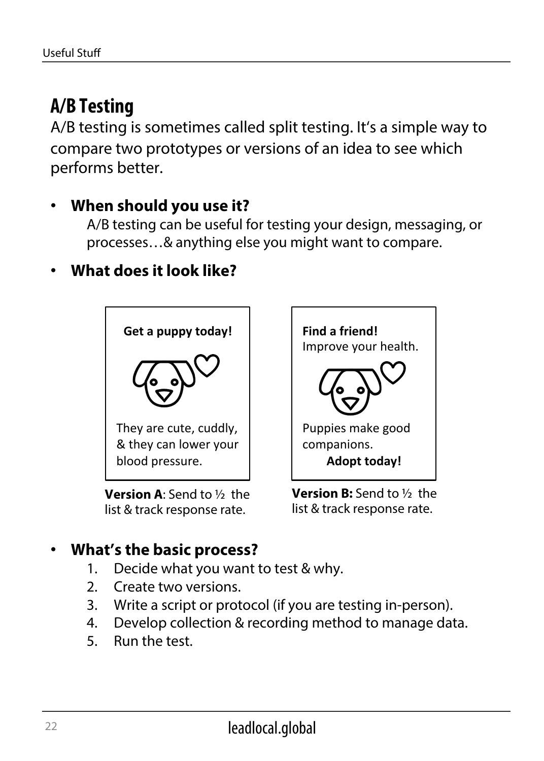## A/B Testing

A/B testing is sometimes called split testing. It's a simple way to compare two prototypes or versions of an idea to see which performs better.

- **When should you use it?**
  A/B testing can be useful for testing your design, messaging, or processes…& anything else you might want to compare.

- **What does it look like?**

**Get a puppy today!**

They are cute, cuddly, & they can lower your blood pressure.

**Version A**: Send to ½ the list & track response rate.

**Find a friend!**
Improve your health.

Puppies make good companions.
**Adopt today!**

**Version B:** Send to ½ the list & track response rate.

- **What's the basic process?**
  1. Decide what you want to test & why.
  2. Create two versions.
  3. Write a script or protocol (if you are testing in-person).
  4. Develop collection & recording method to manage data.
  5. Run the test.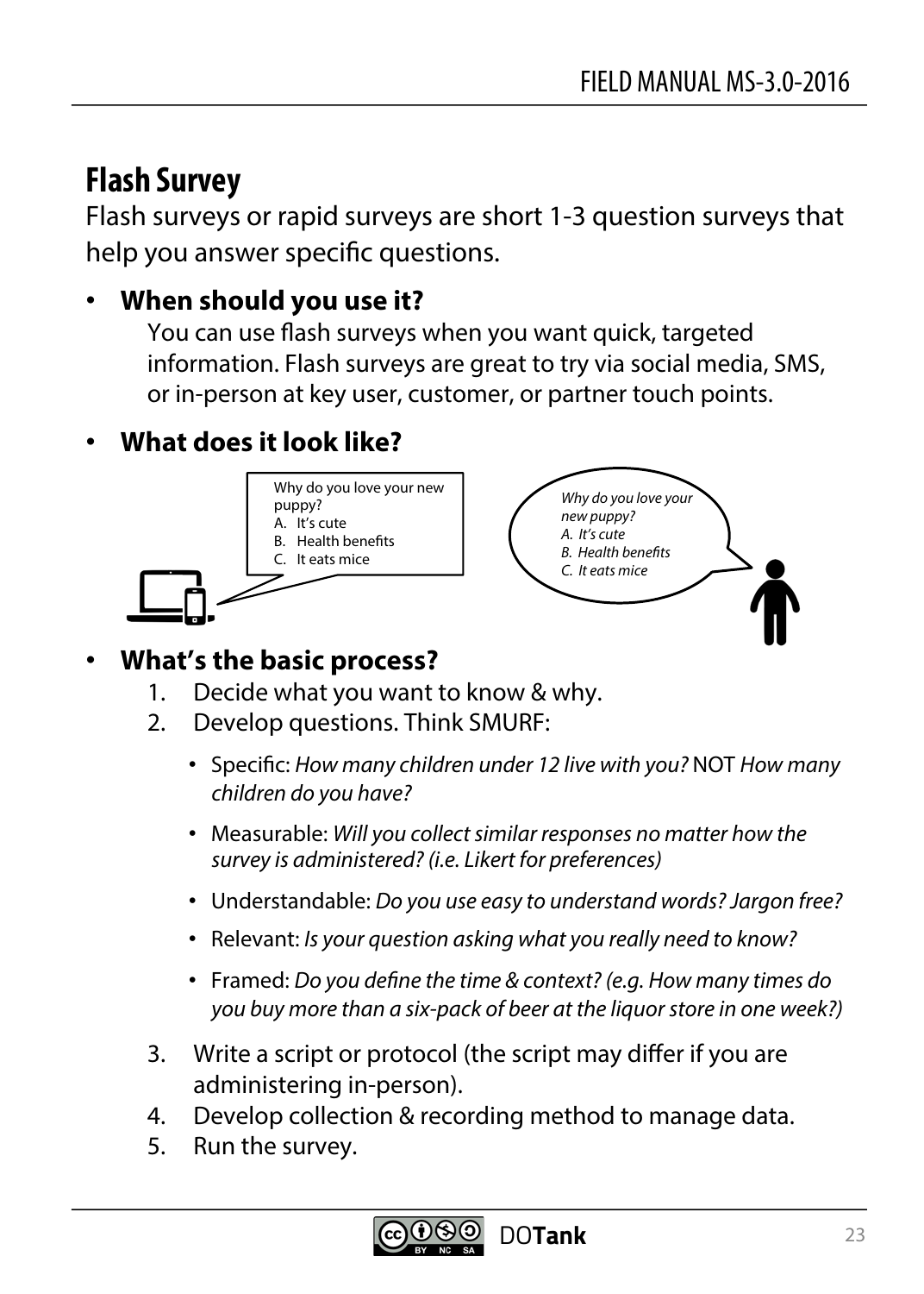## Flash Survey

Flash surveys or rapid surveys are short 1-3 question surveys that help you answer specific questions.

- **When should you use it?**
  You can use flash surveys when you want quick, targeted information. Flash surveys are great to try via social media, SMS, or in-person at key user, customer, or partner touch points.

- **What does it look like?**

  Why do you love your new puppy?
  A. It's cute
  B. Health benefits
  C. It eats mice

  *Why do you love your new puppy?*
  *A. It's cute*
  *B. Health benefits*
  *C. It eats mice*

- **What's the basic process?**
  1. Decide what you want to know & why.
  2. Develop questions. Think SMURF:
     - Specific: *How many children under 12 live with you?* NOT *How many children do you have?*
     - Measurable: *Will you collect similar responses no matter how the survey is administered? (i.e. Likert for preferences)*
     - Understandable: *Do you use easy to understand words? Jargon free?*
     - Relevant: *Is your question asking what you really need to know?*
     - Framed: *Do you define the time & context? (e.g. How many times do you buy more than a six-pack of beer at the liquor store in one week?)*
  3. Write a script or protocol (the script may differ if you are administering in-person).
  4. Develop collection & recording method to manage data.
  5. Run the survey.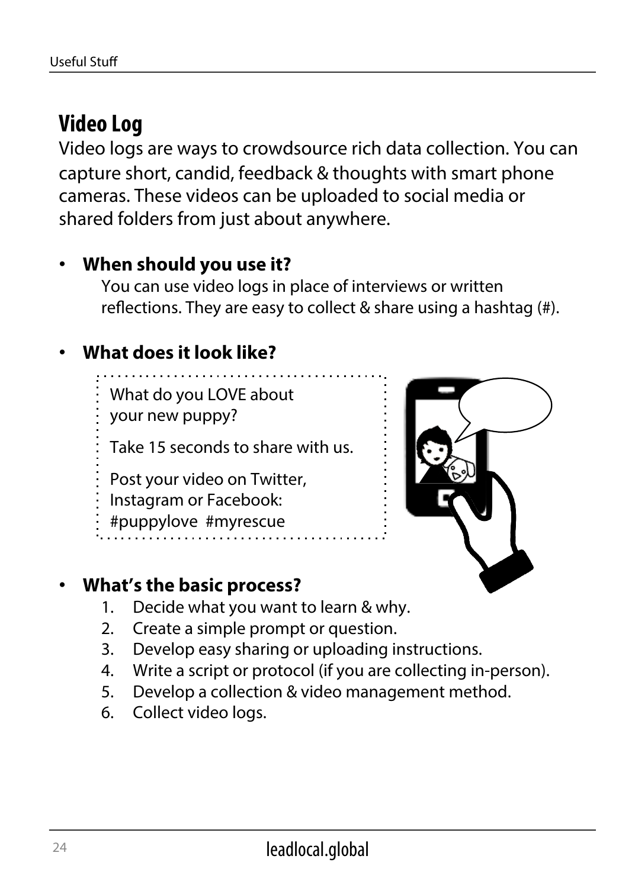## Video Log

Video logs are ways to crowdsource rich data collection. You can capture short, candid, feedback & thoughts with smart phone cameras. These videos can be uploaded to social media or shared folders from just about anywhere.

- **When should you use it?**
  You can use video logs in place of interviews or written reflections. They are easy to collect & share using a hashtag (#).

- **What does it look like?**

  > What do you LOVE about your new puppy?
  >
  > Take 15 seconds to share with us.
  >
  > Post your video on Twitter, Instagram or Facebook: #puppylove #myrescue

- **What's the basic process?**
  1. Decide what you want to learn & why.
  2. Create a simple prompt or question.
  3. Develop easy sharing or uploading instructions.
  4. Write a script or protocol (if you are collecting in-person).
  5. Develop a collection & video management method.
  6. Collect video logs.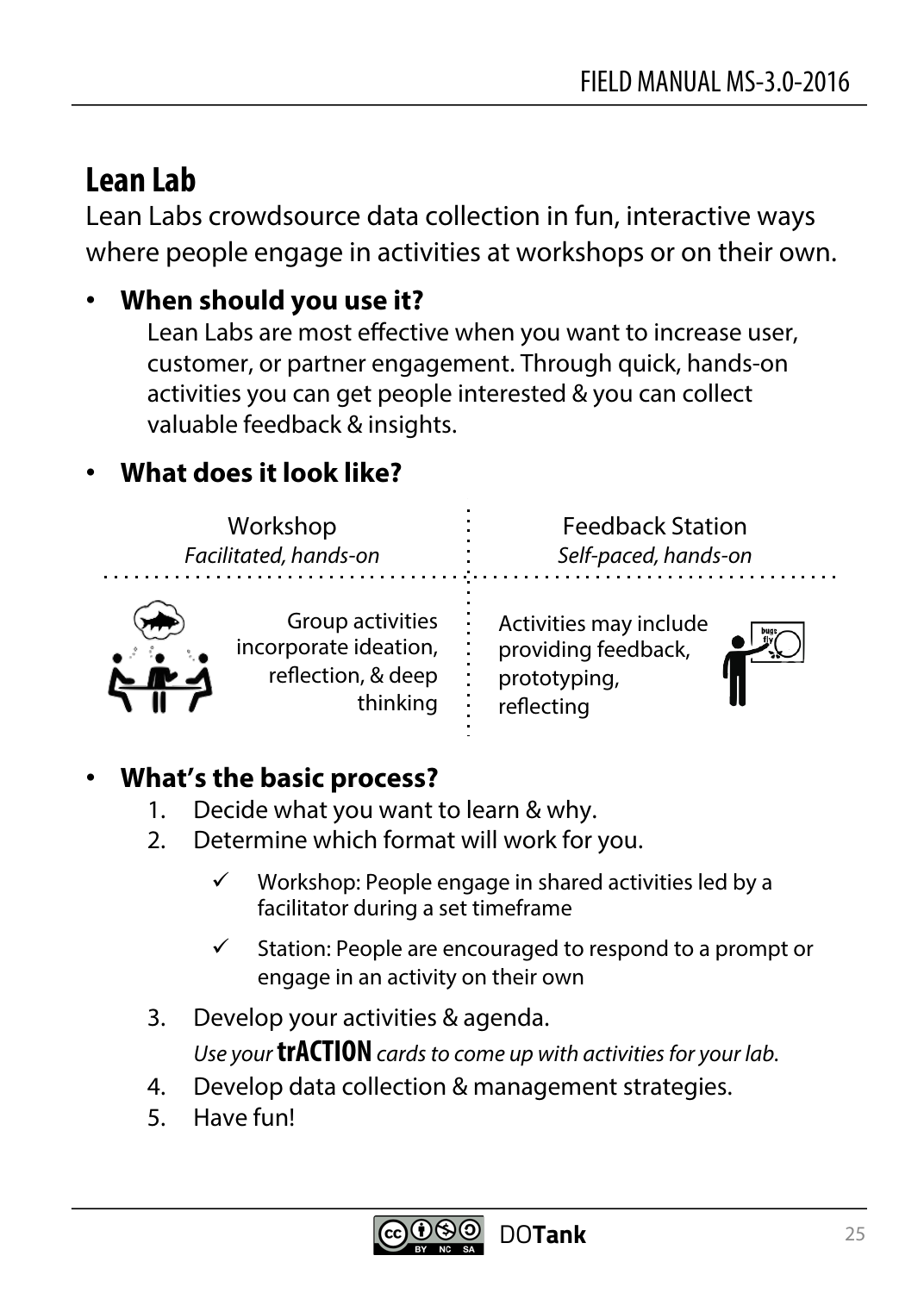# Lean Lab

Lean Labs crowdsource data collection in fun, interactive ways where people engage in activities at workshops or on their own.

- **When should you use it?**
  Lean Labs are most effective when you want to increase user, customer, or partner engagement. Through quick, hands-on activities you can get people interested & you can collect valuable feedback & insights.

- **What does it look like?**

| Workshop<br>*Facilitated, hands-on* | Feedback Station<br>*Self-paced, hands-on* |
| --- | --- |
| Group activities incorporate ideation, reflection, & deep thinking | Activities may include providing feedback, prototyping, reflecting |

- **What's the basic process?**
  1. Decide what you want to learn & why.
  2. Determine which format will work for you.
     - ✓ Workshop: People engage in shared activities led by a facilitator during a set timeframe
     - ✓ Station: People are encouraged to respond to a prompt or engage in an activity on their own
  3. Develop your activities & agenda.
     *Use your* **trACTION** *cards to come up with activities for your lab.*
  4. Develop data collection & management strategies.
  5. Have fun!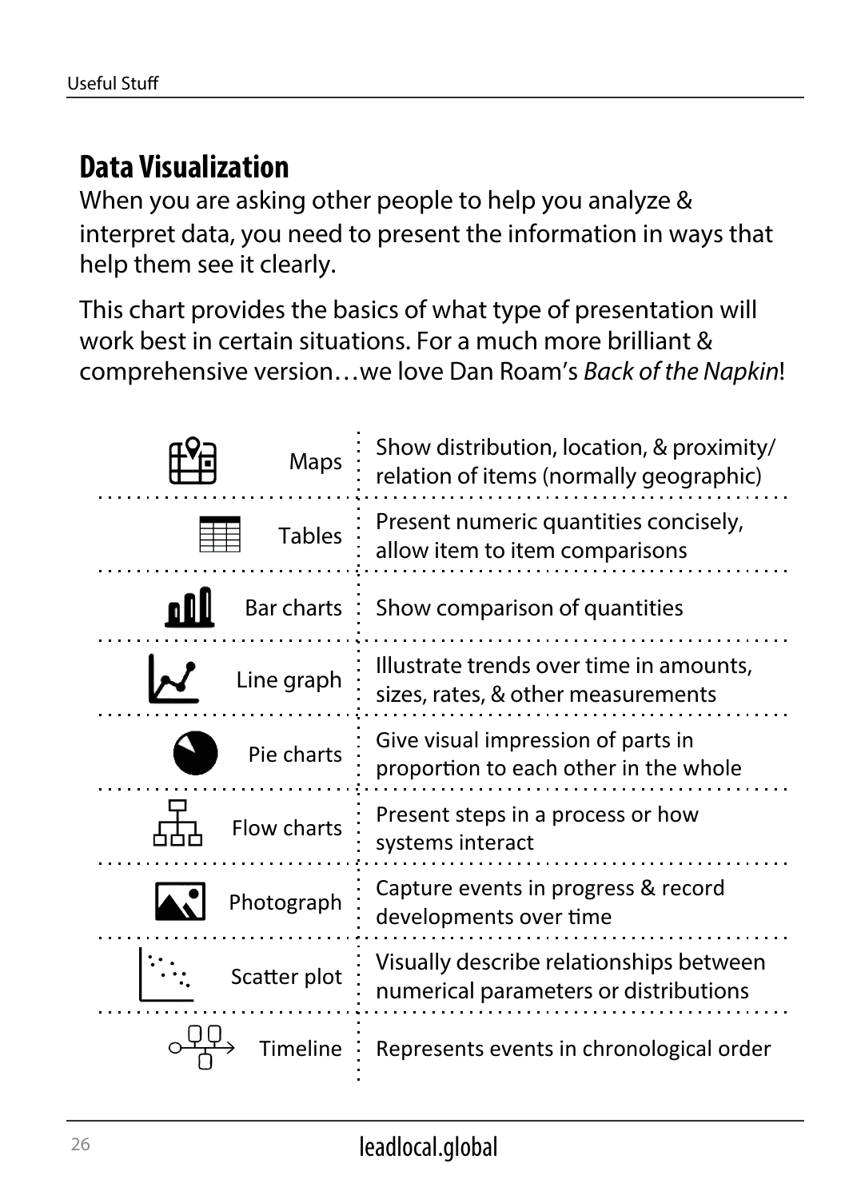## Data Visualization

When you are asking other people to help you analyze & interpret data, you need to present the information in ways that help them see it clearly.

This chart provides the basics of what type of presentation will work best in certain situations. For a much more brilliant & comprehensive version…we love Dan Roam's *Back of the Napkin*!

| Type | Use |
| --- | --- |
| Maps | Show distribution, location, & proximity/relation of items (normally geographic) |
| Tables | Present numeric quantities concisely, allow item to item comparisons |
| Bar charts | Show comparison of quantities |
| Line graph | Illustrate trends over time in amounts, sizes, rates, & other measurements |
| Pie charts | Give visual impression of parts in proportion to each other in the whole |
| Flow charts | Present steps in a process or how systems interact |
| Photograph | Capture events in progress & record developments over time |
| Scatter plot | Visually describe relationships between numerical parameters or distributions |
| Timeline | Represents events in chronological order |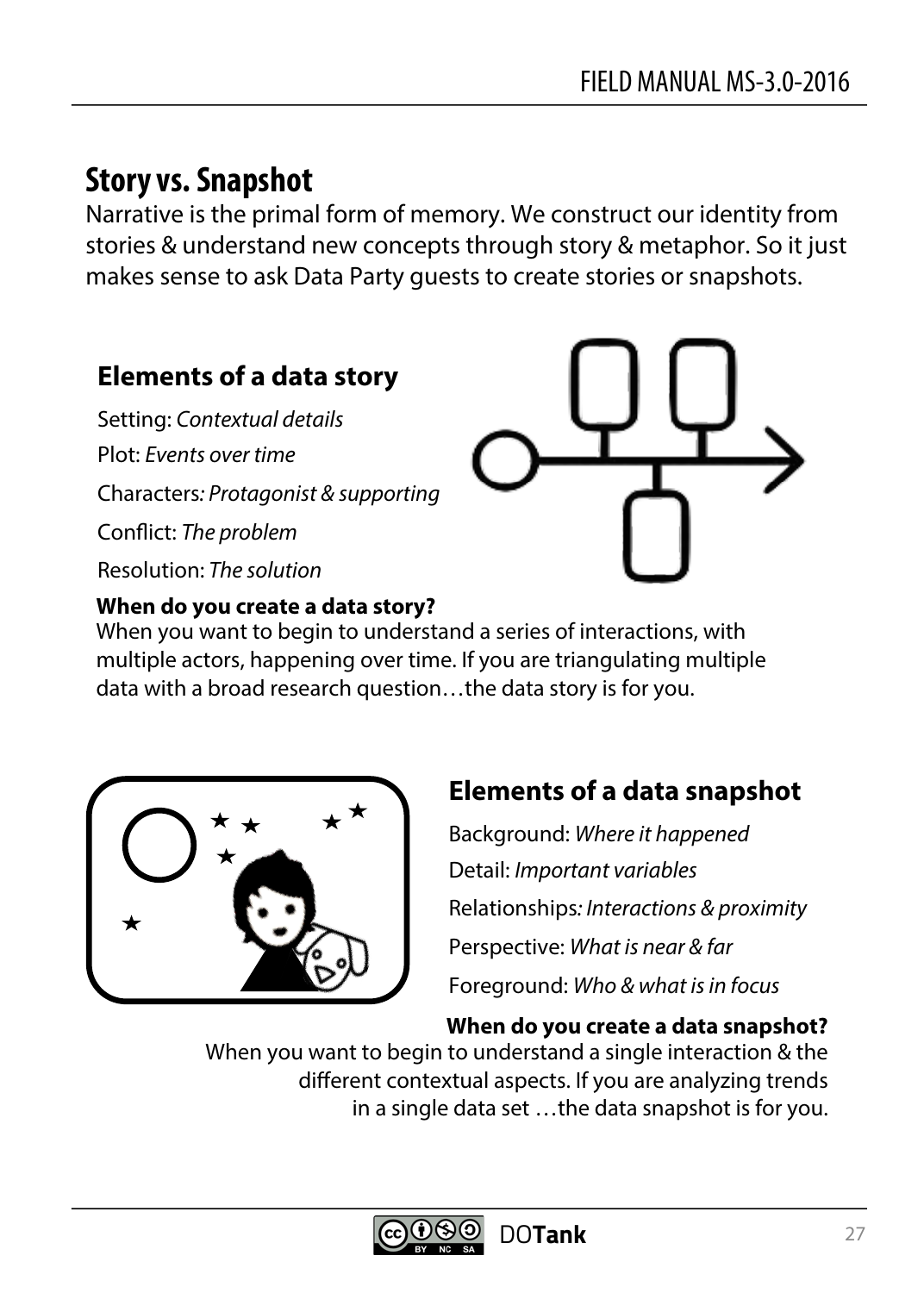# Story vs. Snapshot

Narrative is the primal form of memory. We construct our identity from stories & understand new concepts through story & metaphor. So it just makes sense to ask Data Party guests to create stories or snapshots.

## Elements of a data story

Setting: *Contextual details*

Plot: *Events over time*

Characters*: Protagonist & supporting*

Conflict: *The problem*

Resolution: *The solution*

**When do you create a data story?**

When you want to begin to understand a series of interactions, with multiple actors, happening over time. If you are triangulating multiple data with a broad research question…the data story is for you.

## Elements of a data snapshot

Background: *Where it happened*

Detail: *Important variables*

Relationships*: Interactions & proximity*

Perspective: *What is near & far*

Foreground: *Who & what is in focus*

**When do you create a data snapshot?**

When you want to begin to understand a single interaction & the different contextual aspects. If you are analyzing trends in a single data set …the data snapshot is for you.